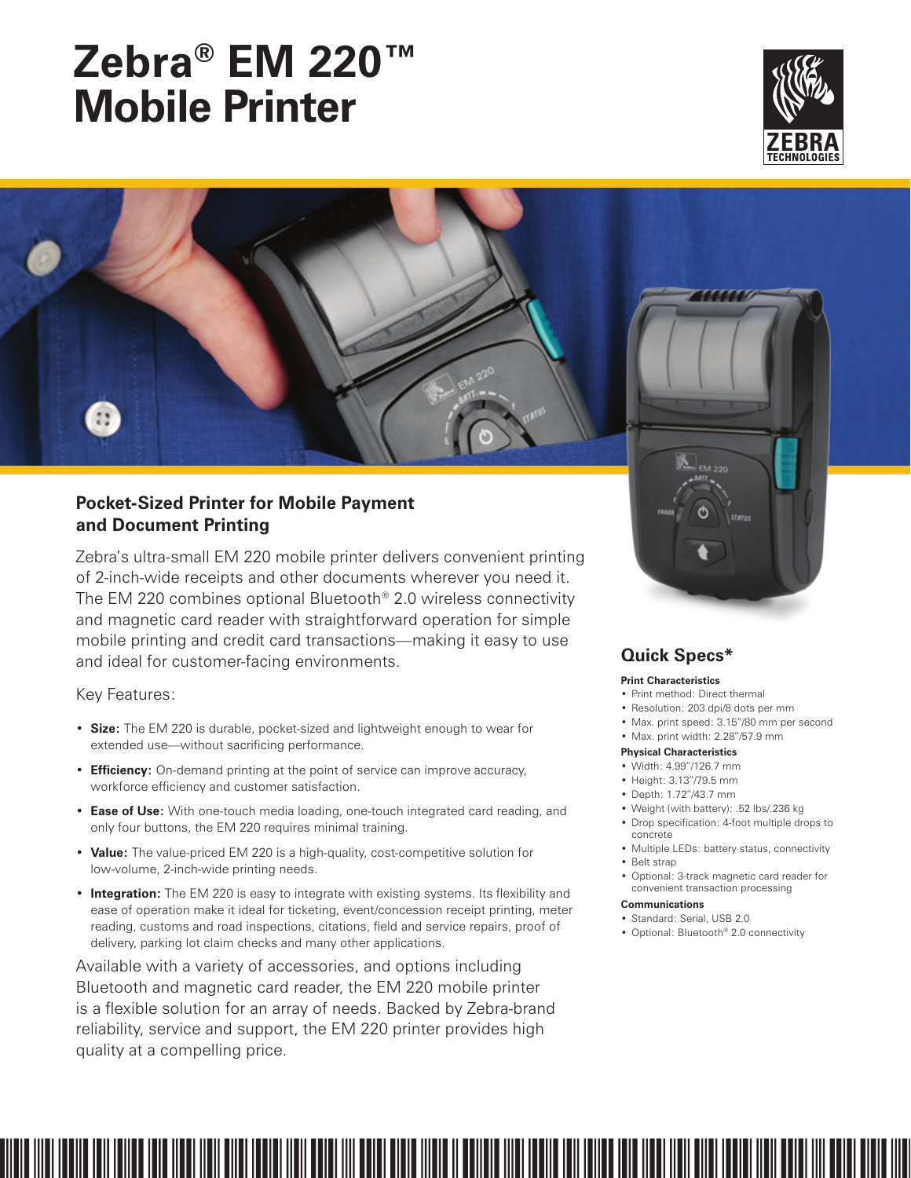# Zebra® EM 220™ Mobile Printer

## Pocket-Sized Printer for Mobile Payment and Document Printing

Zebra's ultra-small EM 220 mobile printer delivers convenient printing of 2-inch-wide receipts and other documents wherever you need it. The EM 220 combines optional Bluetooth® 2.0 wireless connectivity and magnetic card reader with straightforward operation for simple mobile printing and credit card transactions—making it easy to use and ideal for customer-facing environments.

Key Features:

- **Size:** The EM 220 is durable, pocket-sized and lightweight enough to wear for extended use—without sacrificing performance.
- **Efficiency:** On-demand printing at the point of service can improve accuracy, workforce efficiency and customer satisfaction.
- **Ease of Use:** With one-touch media loading, one-touch integrated card reading, and only four buttons, the EM 220 requires minimal training.
- **Value:** The value-priced EM 220 is a high-quality, cost-competitive solution for low-volume, 2-inch-wide printing needs.
- **Integration:** The EM 220 is easy to integrate with existing systems. Its flexibility and ease of operation make it ideal for ticketing, event/concession receipt printing, meter reading, customs and road inspections, citations, field and service repairs, proof of delivery, parking lot claim checks and many other applications.

Available with a variety of accessories, and options including Bluetooth and magnetic card reader, the EM 220 mobile printer is a flexible solution for an array of needs. Backed by Zebra-brand reliability, service and support, the EM 220 printer provides high quality at a compelling price.

## Quick Specs*

**Print Characteristics**

- Print method: Direct thermal
- Resolution: 203 dpi/8 dots per mm
- Max. print speed: 3.15"/80 mm per second
- Max. print width: 2.28"/57.9 mm

**Physical Characteristics**

- Width: 4.99"/126.7 mm
- Height: 3.13"/79.5 mm
- Depth: 1.72"/43.7 mm
- Weight (with battery): .52 lbs/.236 kg
- Drop specification: 4-foot multiple drops to concrete
- Multiple LEDs: battery status, connectivity
- Belt strap
- Optional: 3-track magnetic card reader for convenient transaction processing

**Communications**

- Standard: Serial, USB 2.0
- Optional: Bluetooth® 2.0 connectivity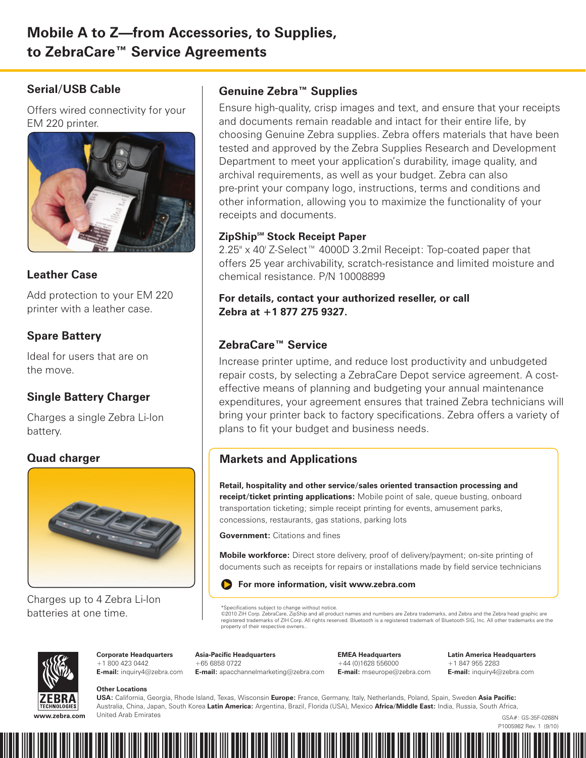# Mobile A to Z—from Accessories, to Supplies, to ZebraCare™ Service Agreements

## Serial/USB Cable

Offers wired connectivity for your EM 220 printer.

## Leather Case

Add protection to your EM 220 printer with a leather case.

## Spare Battery

Ideal for users that are on the move.

## Single Battery Charger

Charges a single Zebra Li-Ion battery.

## Quad charger

Charges up to 4 Zebra Li-Ion batteries at one time.

## Genuine Zebra™ Supplies

Ensure high-quality, crisp images and text, and ensure that your receipts and documents remain readable and intact for their entire life, by choosing Genuine Zebra supplies. Zebra offers materials that have been tested and approved by the Zebra Supplies Research and Development Department to meet your application's durability, image quality, and archival requirements, as well as your budget. Zebra can also pre-print your company logo, instructions, terms and conditions and other information, allowing you to maximize the functionality of your receipts and documents.

### ZipShip℠ Stock Receipt Paper

2.25" x 40' Z-Select™ 4000D 3.2mil Receipt: Top-coated paper that offers 25 year archivability, scratch-resistance and limited moisture and chemical resistance. P/N 10008899

**For details, contact your authorized reseller, or call Zebra at +1 877 275 9327.**

## ZebraCare™ Service

Increase printer uptime, and reduce lost productivity and unbudgeted repair costs, by selecting a ZebraCare Depot service agreement. A cost-effective means of planning and budgeting your annual maintenance expenditures, your agreement ensures that trained Zebra technicians will bring your printer back to factory specifications. Zebra offers a variety of plans to fit your budget and business needs.

## Markets and Applications

**Retail, hospitality and other service/sales oriented transaction processing and receipt/ticket printing applications:** Mobile point of sale, queue busting, onboard transportation ticketing; simple receipt printing for events, amusement parks, concessions, restaurants, gas stations, parking lots

**Government:** Citations and fines

**Mobile workforce:** Direct store delivery, proof of delivery/payment; on-site printing of documents such as receipts for repairs or installations made by field service technicians

**For more information, visit www.zebra.com**

*Specifications subject to change without notice.
©2010 ZIH Corp. ZebraCare, ZipShip and all product names and numbers are Zebra trademarks, and Zebra and the Zebra head graphic are registered trademarks of ZIH Corp. All rights reserved. Bluetooth is a registered trademark of Bluetooth SIG, Inc. All other trademarks are the property of their respective owners..

**Corporate Headquarters**
+1 800 423 0442
**E-mail:** inquiry4@zebra.com

**Asia-Pacific Headquarters**
+65 6858 0722
**E-mail:** apacchannelmarketing@zebra.com

**EMEA Headquarters**
+44 (0)1628 556000
**E-mail:** mseurope@zebra.com

**Latin America Headquarters**
+1 847 955 2283
**E-mail:** inquiry4@zebra.com

**Other Locations**
**USA:** California, Georgia, Rhode Island, Texas, Wisconsin **Europe:** France, Germany, Italy, Netherlands, Poland, Spain, Sweden **Asia Pacific:** Australia, China, Japan, South Korea **Latin America:** Argentina, Brazil, Florida (USA), Mexico **Africa/Middle East:** India, Russia, South Africa, United Arab Emirates

www.zebra.com

GSA#: GS-35F-0268N
P1005982 Rev. 1 (9/10)